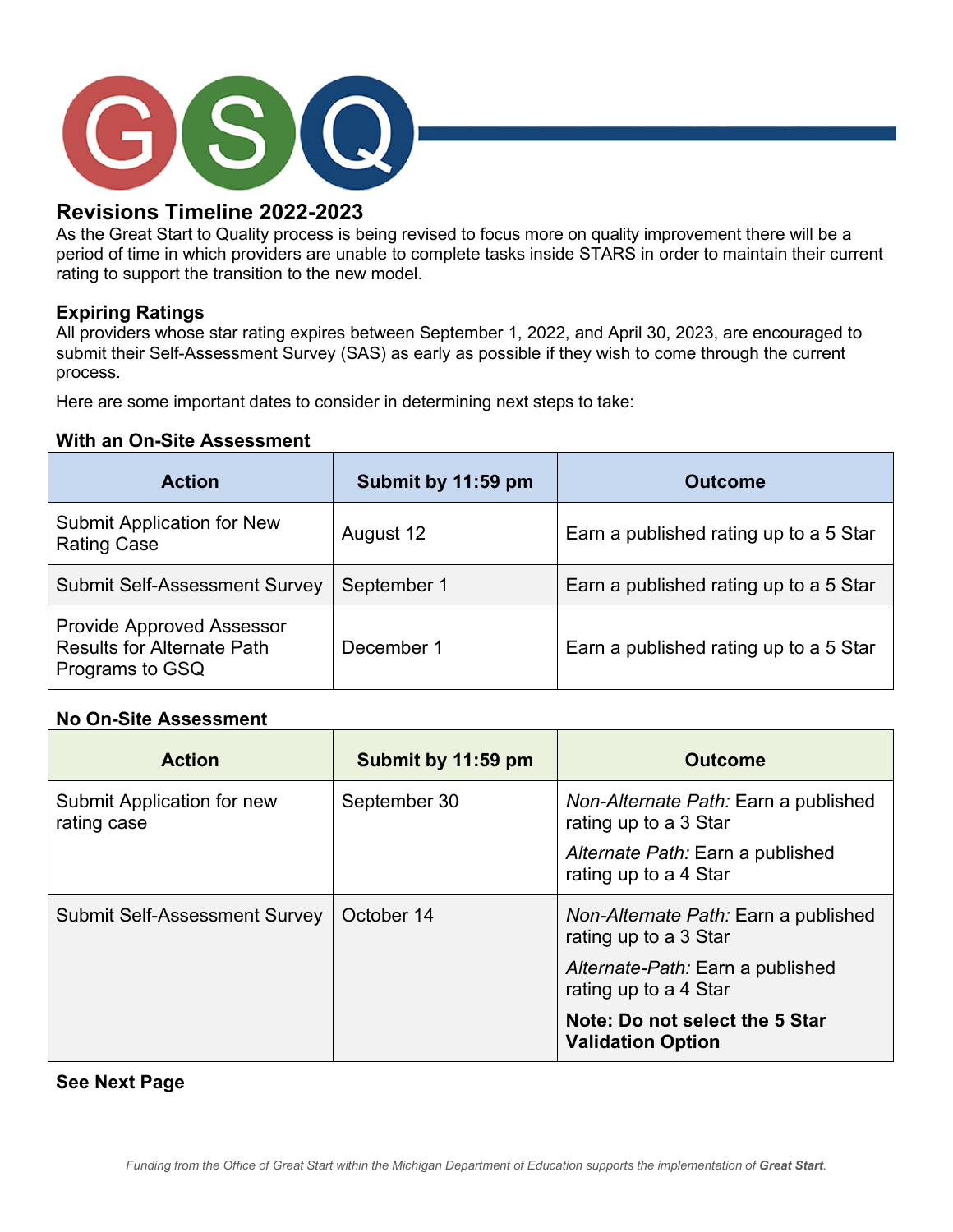# Revisions Timeline 2022-2023

As the Great Start to Quality process is being revised to focus more on quality improvement there will be a period of time in which providers are unable to complete tasks inside STARS in order to maintain their current rating to support the transition to the new model.

## Expiring Ratings

All providers whose star rating expires between September 1, 2022, and April 30, 2023, are encouraged to submit their Self-Assessment Survey (SAS) as early as possible if they wish to come through the current process.

Here are some important dates to consider in determining next steps to take:

### With an On-Site Assessment

| Action | Submit by 11:59 pm | Outcome |
|---|---|---|
| Submit Application for New Rating Case | August 12 | Earn a published rating up to a 5 Star |
| Submit Self-Assessment Survey | September 1 | Earn a published rating up to a 5 Star |
| Provide Approved Assessor Results for Alternate Path Programs to GSQ | December 1 | Earn a published rating up to a 5 Star |

### No On-Site Assessment

| Action | Submit by 11:59 pm | Outcome |
|---|---|---|
| Submit Application for new rating case | September 30 | *Non-Alternate Path:* Earn a published rating up to a 3 Star<br>*Alternate Path:* Earn a published rating up to a 4 Star |
| Submit Self-Assessment Survey | October 14 | *Non-Alternate Path:* Earn a published rating up to a 3 Star<br>*Alternate-Path:* Earn a published rating up to a 4 Star<br>**Note: Do not select the 5 Star Validation Option** |

**See Next Page**

*Funding from the Office of Great Start within the Michigan Department of Education supports the implementation of **Great Start**.*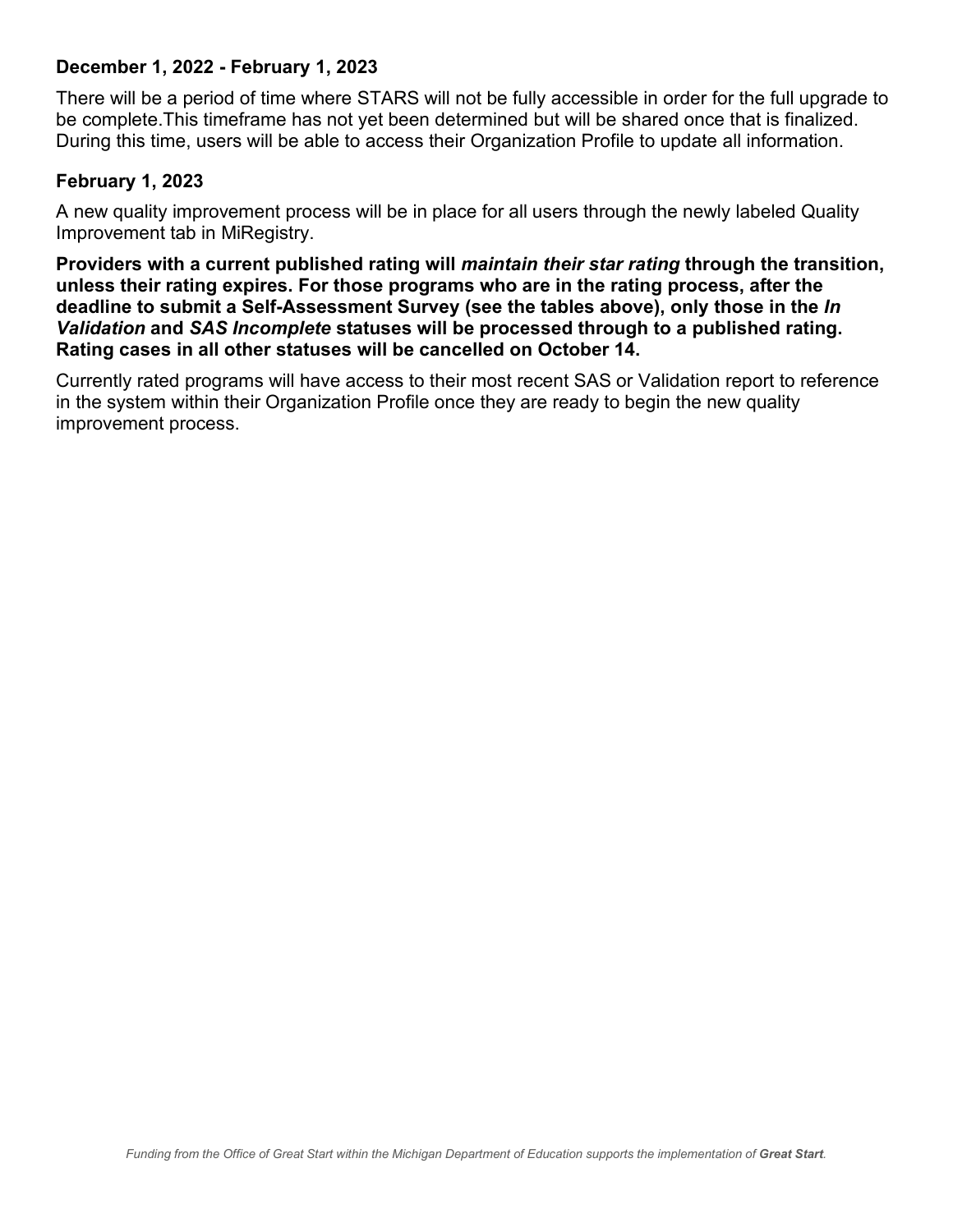**December 1, 2022 - February 1, 2023**

There will be a period of time where STARS will not be fully accessible in order for the full upgrade to be complete.This timeframe has not yet been determined but will be shared once that is finalized. During this time, users will be able to access their Organization Profile to update all information.

**February 1, 2023**

A new quality improvement process will be in place for all users through the newly labeled Quality Improvement tab in MiRegistry.

**Providers with a current published rating will *maintain their star rating* through the transition, unless their rating expires. For those programs who are in the rating process, after the deadline to submit a Self-Assessment Survey (see the tables above), only those in the *In Validation* and *SAS Incomplete* statuses will be processed through to a published rating. Rating cases in all other statuses will be cancelled on October 14.**

Currently rated programs will have access to their most recent SAS or Validation report to reference in the system within their Organization Profile once they are ready to begin the new quality improvement process.

*Funding from the Office of Great Start within the Michigan Department of Education supports the implementation of **Great Start**.*